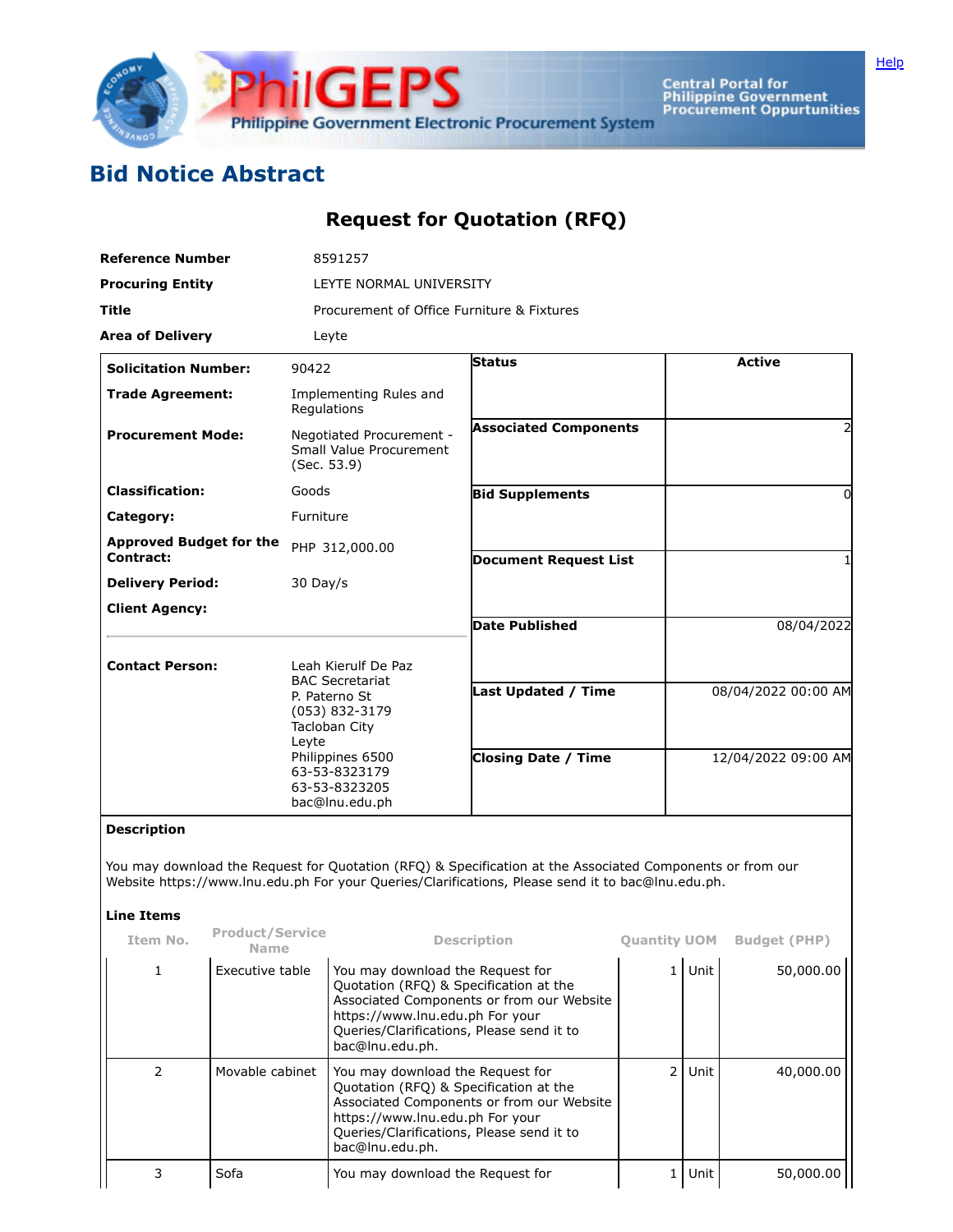## Bid Notice Abstract

### Request for Quotation (RFQ)

| | |
|---|---|
| **Reference Number** | 8591257 |
| **Procuring Entity** | LEYTE NORMAL UNIVERSITY |
| **Title** | Procurement of Office Furniture & Fixtures |
| **Area of Delivery** | Leyte |

| | | | |
|---|---|---|---|
| **Solicitation Number:** | 90422 | **Status** | **Active** |
| **Trade Agreement:** | Implementing Rules and Regulations | | |
| **Procurement Mode:** | Negotiated Procurement - Small Value Procurement (Sec. 53.9) | **Associated Components** | 2 |
| **Classification:** | Goods | **Bid Supplements** | 0 |
| **Category:** | Furniture | | |
| **Approved Budget for the Contract:** | PHP 312,000.00 | **Document Request List** | 1 |
| **Delivery Period:** | 30 Day/s | | |
| **Client Agency:** | | **Date Published** | 08/04/2022 |
| **Contact Person:** | Leah Kierulf De Paz<br>BAC Secretariat<br>P. Paterno St<br>(053) 832-3179<br>Tacloban City<br>Leyte<br>Philippines 6500<br>63-53-8323179<br>63-53-8323205<br>bac@lnu.edu.ph | **Last Updated / Time** | 08/04/2022 00:00 AM |
| | | **Closing Date / Time** | 12/04/2022 09:00 AM |

**Description**

You may download the Request for Quotation (RFQ) & Specification at the Associated Components or from our Website https://www.lnu.edu.ph For your Queries/Clarifications, Please send it to bac@lnu.edu.ph.

**Line Items**

| Item No. | Product/Service Name | Description | Quantity | UOM | Budget (PHP) |
|---|---|---|---|---|---|
| 1 | Executive table | You may download the Request for Quotation (RFQ) & Specification at the Associated Components or from our Website https://www.lnu.edu.ph For your Queries/Clarifications, Please send it to bac@lnu.edu.ph. | 1 | Unit | 50,000.00 |
| 2 | Movable cabinet | You may download the Request for Quotation (RFQ) & Specification at the Associated Components or from our Website https://www.lnu.edu.ph For your Queries/Clarifications, Please send it to bac@lnu.edu.ph. | 2 | Unit | 40,000.00 |
| 3 | Sofa | You may download the Request for | 1 | Unit | 50,000.00 |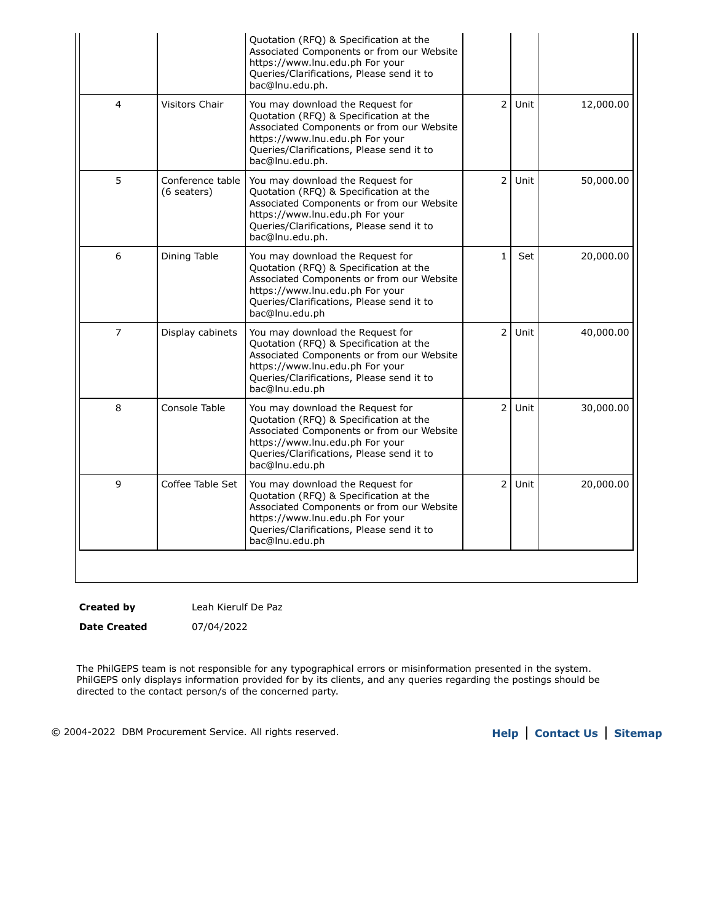| | | | | | |
|---|---|---|---|---|---|
| | | Quotation (RFQ) & Specification at the Associated Components or from our Website https://www.lnu.edu.ph For your Queries/Clarifications, Please send it to bac@lnu.edu.ph. | | | |
| 4 | Visitors Chair | You may download the Request for Quotation (RFQ) & Specification at the Associated Components or from our Website https://www.lnu.edu.ph For your Queries/Clarifications, Please send it to bac@lnu.edu.ph. | 2 | Unit | 12,000.00 |
| 5 | Conference table (6 seaters) | You may download the Request for Quotation (RFQ) & Specification at the Associated Components or from our Website https://www.lnu.edu.ph For your Queries/Clarifications, Please send it to bac@lnu.edu.ph. | 2 | Unit | 50,000.00 |
| 6 | Dining Table | You may download the Request for Quotation (RFQ) & Specification at the Associated Components or from our Website https://www.lnu.edu.ph For your Queries/Clarifications, Please send it to bac@lnu.edu.ph | 1 | Set | 20,000.00 |
| 7 | Display cabinets | You may download the Request for Quotation (RFQ) & Specification at the Associated Components or from our Website https://www.lnu.edu.ph For your Queries/Clarifications, Please send it to bac@lnu.edu.ph | 2 | Unit | 40,000.00 |
| 8 | Console Table | You may download the Request for Quotation (RFQ) & Specification at the Associated Components or from our Website https://www.lnu.edu.ph For your Queries/Clarifications, Please send it to bac@lnu.edu.ph | 2 | Unit | 30,000.00 |
| 9 | Coffee Table Set | You may download the Request for Quotation (RFQ) & Specification at the Associated Components or from our Website https://www.lnu.edu.ph For your Queries/Clarifications, Please send it to bac@lnu.edu.ph | 2 | Unit | 20,000.00 |

**Created by** Leah Kierulf De Paz

**Date Created** 07/04/2022

The PhilGEPS team is not responsible for any typographical errors or misinformation presented in the system. PhilGEPS only displays information provided for by its clients, and any queries regarding the postings should be directed to the contact person/s of the concerned party.

© 2004-2022 DBM Procurement Service. All rights reserved.

**Help** | **Contact Us** | **Sitemap**